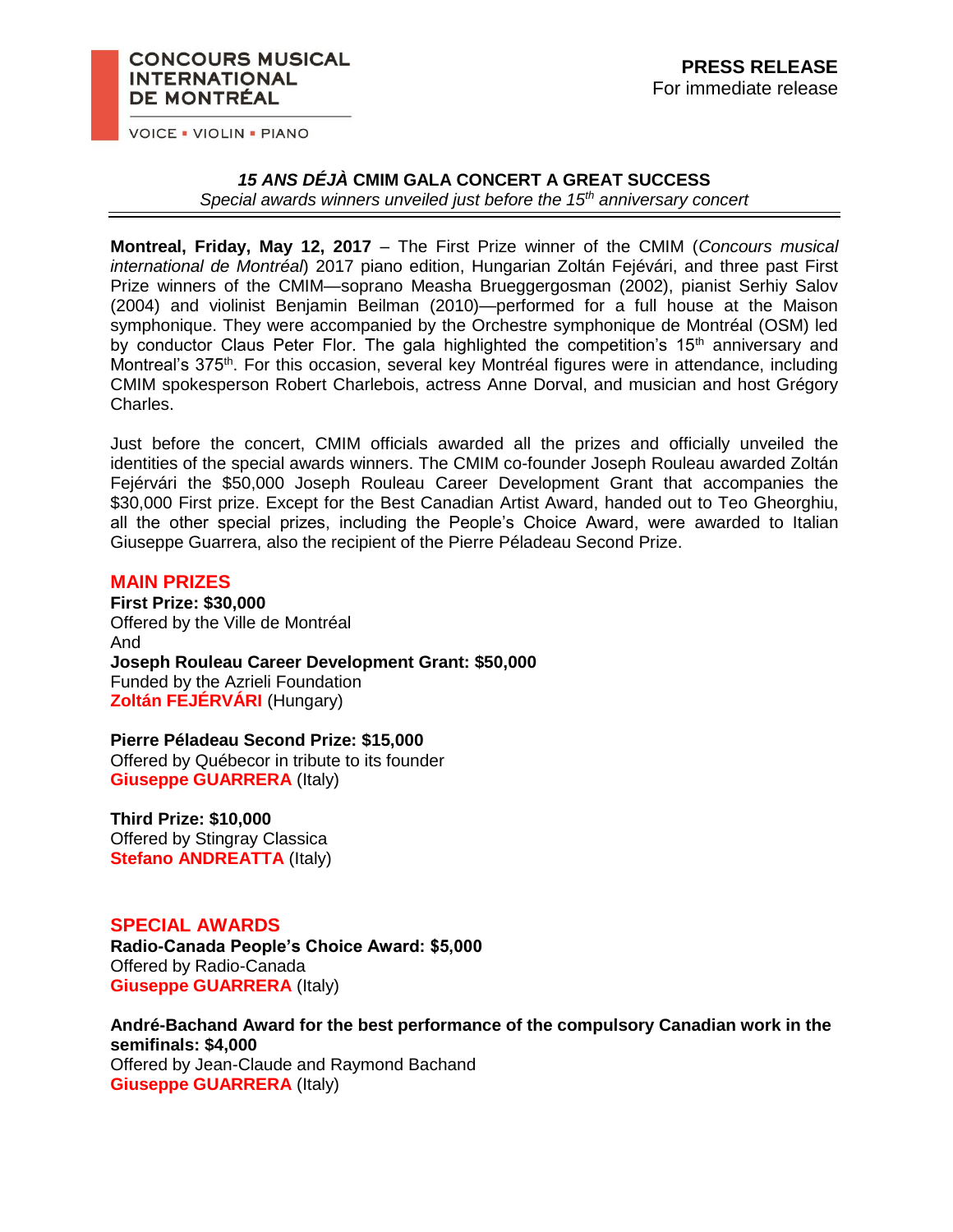**CONCOURS MUSICAL INTERNATIONAL DE MONTRÉAL**

VOICE ▪ VIOLIN ▪ PIANO

**PRESS RELEASE**
For immediate release

# *15 ANS DÉJÀ* CMIM GALA CONCERT A GREAT SUCCESS

*Special awards winners unveiled just before the 15th anniversary concert*

**Montreal, Friday, May 12, 2017** – The First Prize winner of the CMIM (*Concours musical international de Montréal*) 2017 piano edition, Hungarian Zoltán Fejévári, and three past First Prize winners of the CMIM—soprano Measha Brueggergosman (2002), pianist Serhiy Salov (2004) and violinist Benjamin Beilman (2010)—performed for a full house at the Maison symphonique. They were accompanied by the Orchestre symphonique de Montréal (OSM) led by conductor Claus Peter Flor. The gala highlighted the competition's 15th anniversary and Montreal's 375th. For this occasion, several key Montréal figures were in attendance, including CMIM spokesperson Robert Charlebois, actress Anne Dorval, and musician and host Grégory Charles.

Just before the concert, CMIM officials awarded all the prizes and officially unveiled the identities of the special awards winners. The CMIM co-founder Joseph Rouleau awarded Zoltán Fejérvári the $50,000 Joseph Rouleau Career Development Grant that accompanies the $30,000 First prize. Except for the Best Canadian Artist Award, handed out to Teo Gheorghiu, all the other special prizes, including the People's Choice Award, were awarded to Italian Giuseppe Guarrera, also the recipient of the Pierre Péladeau Second Prize.

## MAIN PRIZES

**First Prize: $30,000**
Offered by the Ville de Montréal
And
**Joseph Rouleau Career Development Grant: $50,000**
Funded by the Azrieli Foundation
**Zoltán FEJÉRVÁRI** (Hungary)

**Pierre Péladeau Second Prize: $15,000**
Offered by Québecor in tribute to its founder
**Giuseppe GUARRERA** (Italy)

**Third Prize: $10,000**
Offered by Stingray Classica
**Stefano ANDREATTA** (Italy)

## SPECIAL AWARDS

**Radio-Canada People's Choice Award: $5,000**
Offered by Radio-Canada
**Giuseppe GUARRERA** (Italy)

**André-Bachand Award for the best performance of the compulsory Canadian work in the semifinals: $4,000**
Offered by Jean-Claude and Raymond Bachand
**Giuseppe GUARRERA** (Italy)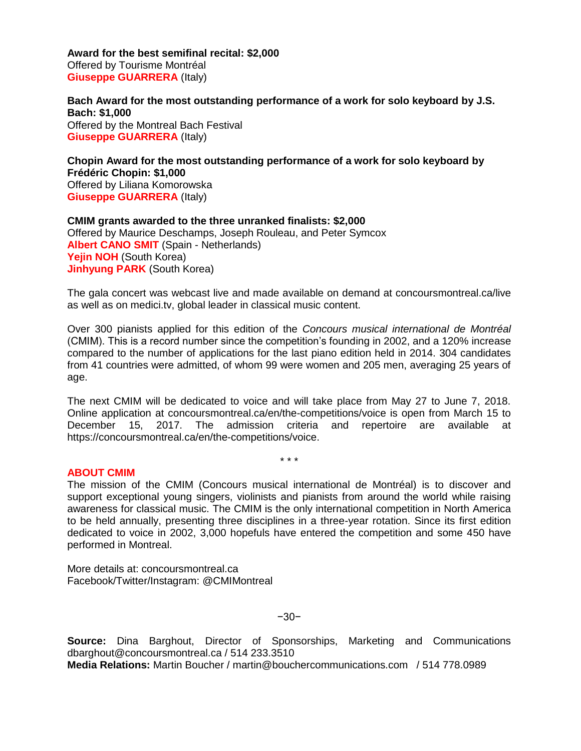**Award for the best semifinal recital: $2,000**
Offered by Tourisme Montréal
**Giuseppe GUARRERA** (Italy)

**Bach Award for the most outstanding performance of a work for solo keyboard by J.S. Bach: $1,000**
Offered by the Montreal Bach Festival
**Giuseppe GUARRERA** (Italy)

**Chopin Award for the most outstanding performance of a work for solo keyboard by Frédéric Chopin: $1,000**
Offered by Liliana Komorowska
**Giuseppe GUARRERA** (Italy)

**CMIM grants awarded to the three unranked finalists: $2,000**
Offered by Maurice Deschamps, Joseph Rouleau, and Peter Symcox
**Albert CANO SMIT** (Spain - Netherlands)
**Yejin NOH** (South Korea)
**Jinhyung PARK** (South Korea)

The gala concert was webcast live and made available on demand at concoursmontreal.ca/live as well as on medici.tv, global leader in classical music content.

Over 300 pianists applied for this edition of the *Concours musical international de Montréal* (CMIM). This is a record number since the competition's founding in 2002, and a 120% increase compared to the number of applications for the last piano edition held in 2014. 304 candidates from 41 countries were admitted, of whom 99 were women and 205 men, averaging 25 years of age.

The next CMIM will be dedicated to voice and will take place from May 27 to June 7, 2018. Online application at concoursmontreal.ca/en/the-competitions/voice is open from March 15 to December 15, 2017. The admission criteria and repertoire are available at https://concoursmontreal.ca/en/the-competitions/voice.

\* \* \*

## ABOUT CMIM

The mission of the CMIM (Concours musical international de Montréal) is to discover and support exceptional young singers, violinists and pianists from around the world while raising awareness for classical music. The CMIM is the only international competition in North America to be held annually, presenting three disciplines in a three-year rotation. Since its first edition dedicated to voice in 2002, 3,000 hopefuls have entered the competition and some 450 have performed in Montreal.

More details at: concoursmontreal.ca
Facebook/Twitter/Instagram: @CMIMontreal

−30−

**Source:** Dina Barghout, Director of Sponsorships, Marketing and Communications dbarghout@concoursmontreal.ca / 514 233.3510
**Media Relations:** Martin Boucher / martin@bouchercommunications.com / 514 778.0989